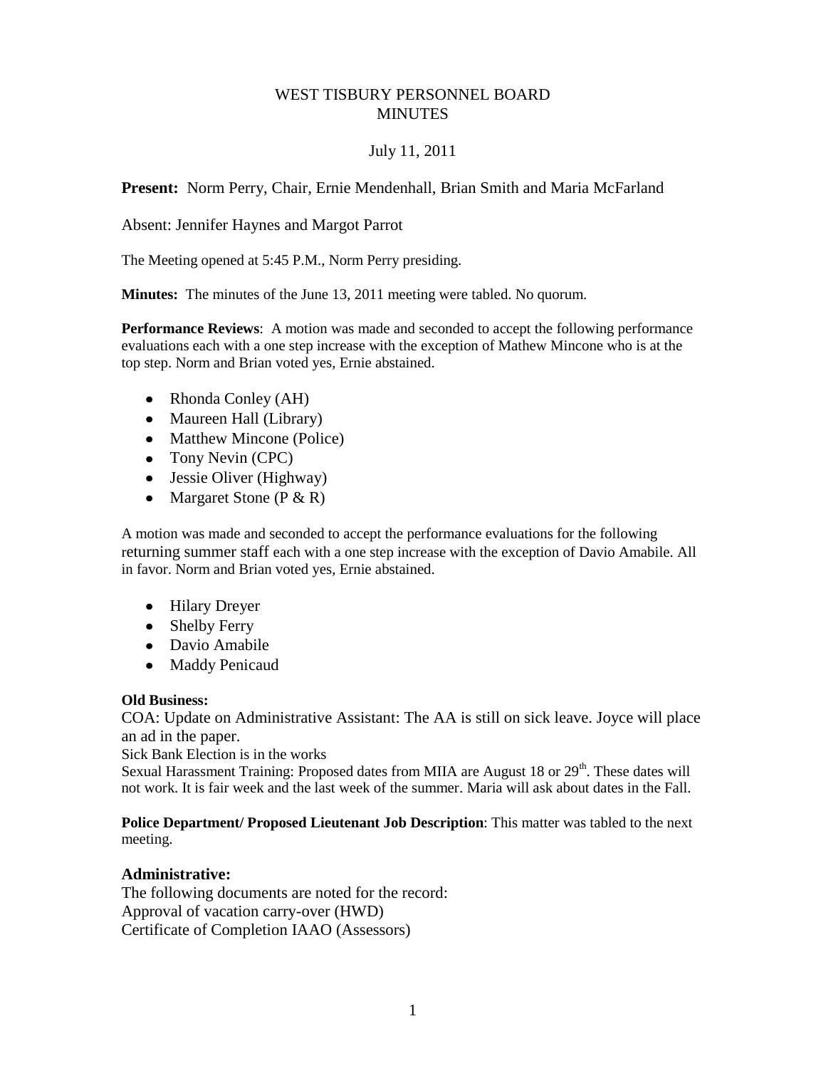# WEST TISBURY PERSONNEL BOARD
## MINUTES

July 11, 2011

**Present:** Norm Perry, Chair, Ernie Mendenhall, Brian Smith and Maria McFarland

Absent: Jennifer Haynes and Margot Parrot

The Meeting opened at 5:45 P.M., Norm Perry presiding.

**Minutes:** The minutes of the June 13, 2011 meeting were tabled. No quorum.

**Performance Reviews**: A motion was made and seconded to accept the following performance evaluations each with a one step increase with the exception of Mathew Mincone who is at the top step. Norm and Brian voted yes, Ernie abstained.

- Rhonda Conley (AH)
- Maureen Hall (Library)
- Matthew Mincone (Police)
- Tony Nevin (CPC)
- Jessie Oliver (Highway)
- Margaret Stone (P & R)

A motion was made and seconded to accept the performance evaluations for the following returning summer staff each with a one step increase with the exception of Davio Amabile. All in favor. Norm and Brian voted yes, Ernie abstained.

- Hilary Dreyer
- Shelby Ferry
- Davio Amabile
- Maddy Penicaud

**Old Business:**

COA: Update on Administrative Assistant: The AA is still on sick leave. Joyce will place an ad in the paper.

Sick Bank Election is in the works

Sexual Harassment Training: Proposed dates from MIIA are August 18 or 29th. These dates will not work. It is fair week and the last week of the summer. Maria will ask about dates in the Fall.

**Police Department/ Proposed Lieutenant Job Description**: This matter was tabled to the next meeting.

**Administrative:**

The following documents are noted for the record:

Approval of vacation carry-over (HWD)

Certificate of Completion IAAO (Assessors)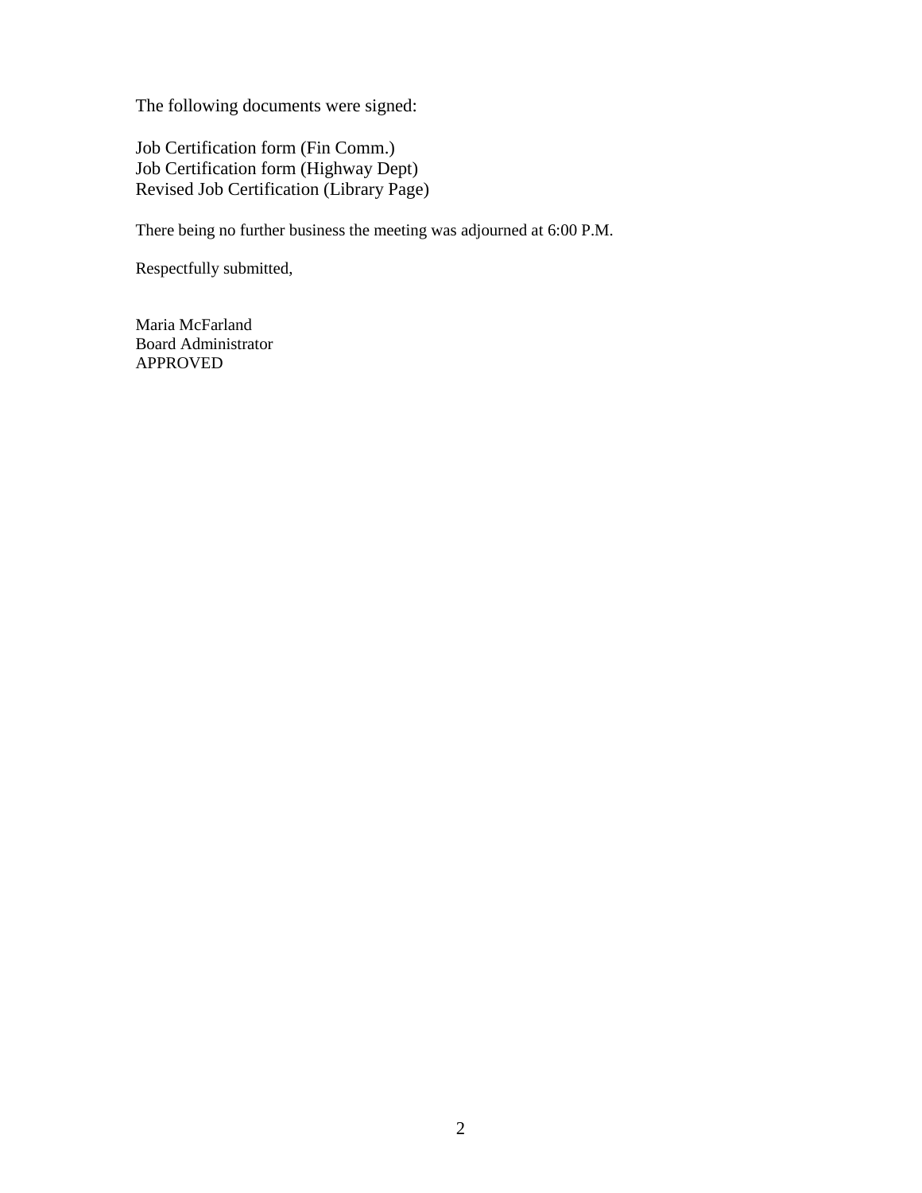The following documents were signed:

Job Certification form (Fin Comm.)
Job Certification form (Highway Dept)
Revised Job Certification (Library Page)

There being no further business the meeting was adjourned at 6:00 P.M.

Respectfully submitted,

Maria McFarland
Board Administrator
APPROVED